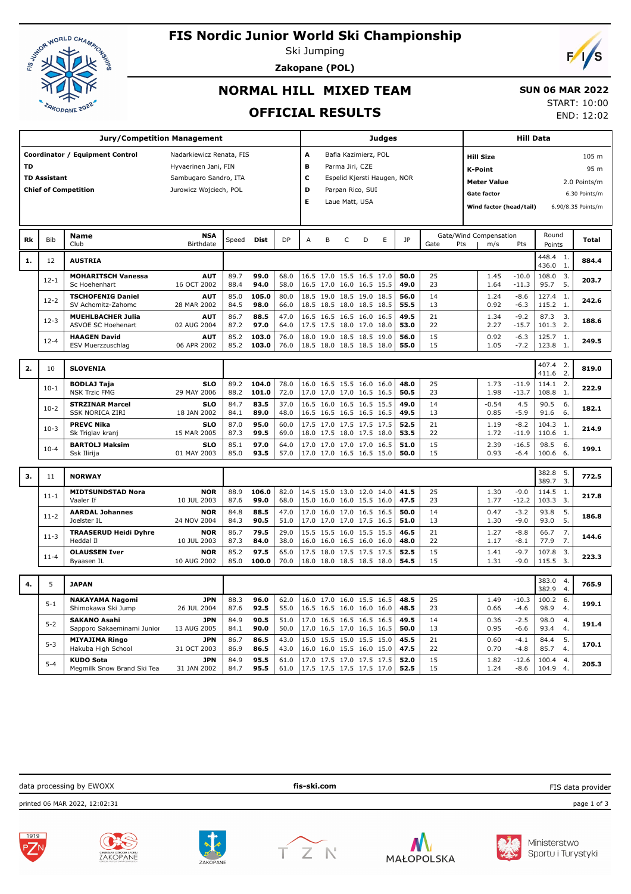# FIS Nordic Junior World Ski Championship

Ski Jumping

**Zakopane (POL)**

## NORMAL HILL MIXED TEAM

## OFFICIAL RESULTS

**SUN 06 MAR 2022**

START: 10:00

END: 12:02

| Jury/Competition Management | |
|---|---|
| **Coordinator / Equipment Control** | Nadarkiewicz Renata, FIS |
| **TD** | Hyvaerinen Jani, FIN |
| **TD Assistant** | Sambugaro Sandro, ITA |
| **Chief of Competition** | Jurowicz Wojciech, POL |

| Judges | |
|---|---|
| **A** | Bafia Kazimierz, POL |
| **B** | Parma Jiri, CZE |
| **C** | Espelid Kjersti Haugen, NOR |
| **D** | Parpan Rico, SUI |
| **E** | Laue Matt, USA |

| Hill Data | |
|---|---|
| **Hill Size** | 105 m |
| **K-Point** | 95 m |
| **Meter Value** | 2.0 Points/m |
| **Gate factor** | 6.30 Points/m |
| **Wind factor (head/tail)** | 6.90/8.35 Points/m |

| Rk | Bib | Name / Club | NSA / Birthdate | Speed | Dist | DP | A | B | C | D | E | JP | Gate | Gate Pts | Wind m/s | Wind Pts | Round Points | Total |
|---|---|---|---|---|---|---|---|---|---|---|---|---|---|---|---|---|---|---|
| **1.** | 12 | **AUSTRIA** | | | | | | | | | | | | | | | 448.4 1.<br>436.0 1. | **884.4** |
| | 12-1 | **MOHARITSCH Vanessa**<br>Sc Hoehenhart | **AUT**<br>16 OCT 2002 | 89.7<br>88.4 | **99.0**<br>**94.0** | 68.0<br>58.0 | 16.5<br>16.5 | 17.0<br>17.0 | 15.5<br>16.0 | 16.5<br>16.5 | 17.0<br>15.5 | **50.0**<br>**49.0** | 25<br>23 | | 1.45<br>1.64 | -10.0<br>-11.3 | 108.0 3.<br>95.7 5. | **203.7** |
| | 12-2 | **TSCHOFENIG Daniel**<br>SV Achomitz-Zahomc | **AUT**<br>28 MAR 2002 | 85.0<br>84.5 | **105.0**<br>**98.0** | 80.0<br>66.0 | 18.5<br>18.5 | 19.0<br>18.5 | 18.5<br>18.0 | 19.0<br>18.5 | 18.5<br>18.5 | **56.0**<br>**55.5** | 14<br>13 | | 1.24<br>0.92 | -8.6<br>-6.3 | 127.4 1.<br>115.2 1. | **242.6** |
| | 12-3 | **MUEHLBACHER Julia**<br>ASVOE SC Hoehenart | **AUT**<br>02 AUG 2004 | 86.7<br>87.2 | **88.5**<br>**97.0** | 47.0<br>64.0 | 16.5<br>17.5 | 16.5<br>17.5 | 16.5<br>18.0 | 16.0<br>17.0 | 16.5<br>18.0 | **49.5**<br>**53.0** | 21<br>22 | | 1.34<br>2.27 | -9.2<br>-15.7 | 87.3 3.<br>101.3 2. | **188.6** |
| | 12-4 | **HAAGEN David**<br>ESV Muerzzuschlag | **AUT**<br>06 APR 2002 | 85.2<br>85.2 | **103.0**<br>**103.0** | 76.0<br>76.0 | 18.0<br>18.5 | 19.0<br>18.0 | 18.5<br>18.5 | 18.5<br>18.5 | 19.0<br>18.0 | **56.0**<br>**55.0** | 15<br>15 | | 0.92<br>1.05 | -6.3<br>-7.2 | 125.7 1.<br>123.8 1. | **249.5** |
| **2.** | 10 | **SLOVENIA** | | | | | | | | | | | | | | | 407.4 2.<br>411.6 2. | **819.0** |
| | 10-1 | **BODLAJ Taja**<br>NSK Trzic FMG | **SLO**<br>29 MAY 2006 | 89.2<br>88.2 | **104.0**<br>**101.0** | 78.0<br>72.0 | 16.0<br>17.0 | 16.5<br>17.0 | 15.5<br>17.0 | 16.0<br>16.5 | 16.0<br>16.5 | **48.0**<br>**50.5** | 25<br>23 | | 1.73<br>1.98 | -11.9<br>-13.7 | 114.1 2.<br>108.8 1. | **222.9** |
| | 10-2 | **STRZINAR Marcel**<br>SSK NORICA ZIRI | **SLO**<br>18 JAN 2002 | 84.7<br>84.1 | **83.5**<br>**89.0** | 37.0<br>48.0 | 16.5<br>16.5 | 16.0<br>16.5 | 16.5<br>16.5 | 16.5<br>16.5 | 15.5<br>16.5 | **49.0**<br>**49.5** | 14<br>13 | | -0.54<br>0.85 | 4.5<br>-5.9 | 90.5 6.<br>91.6 6. | **182.1** |
| | 10-3 | **PREVC Nika**<br>Sk Triglav kranj | **SLO**<br>15 MAR 2005 | 87.0<br>87.3 | **95.0**<br>**99.5** | 60.0<br>69.0 | 17.5<br>18.0 | 17.0<br>17.5 | 17.5<br>18.0 | 17.5<br>17.5 | 17.5<br>18.0 | **52.5**<br>**53.5** | 21<br>22 | | 1.19<br>1.72 | -8.2<br>-11.9 | 104.3 1.<br>110.6 1. | **214.9** |
| | 10-4 | **BARTOLJ Maksim**<br>Ssk Ilirija | **SLO**<br>01 MAY 2003 | 85.1<br>85.0 | **97.0**<br>**93.5** | 64.0<br>57.0 | 17.0<br>17.0 | 17.0<br>17.0 | 17.0<br>16.5 | 17.0<br>16.5 | 16.5<br>15.0 | **51.0**<br>**50.0** | 15<br>15 | | 2.39<br>0.93 | -16.5<br>-6.4 | 98.5 6.<br>100.6 6. | **199.1** |
| **3.** | 11 | **NORWAY** | | | | | | | | | | | | | | | 382.8 5.<br>389.7 3. | **772.5** |
| | 11-1 | **MIDTSUNDSTAD Nora**<br>Vaaler If | **NOR**<br>10 JUL 2003 | 88.9<br>87.6 | **106.0**<br>**99.0** | 82.0<br>68.0 | 14.5<br>15.0 | 15.0<br>16.0 | 13.0<br>16.0 | 12.0<br>15.5 | 14.0<br>16.0 | **41.5**<br>**47.5** | 25<br>23 | | 1.30<br>1.77 | -9.0<br>-12.2 | 114.5 1.<br>103.3 3. | **217.8** |
| | 11-2 | **AARDAL Johannes**<br>Joelster IL | **NOR**<br>24 NOV 2004 | 84.8<br>84.3 | **88.5**<br>**90.5** | 47.0<br>51.0 | 17.0<br>17.0 | 16.0<br>17.0 | 17.0<br>17.0 | 16.5<br>17.0 | 16.5<br>16.5 | **50.0**<br>**51.0** | 14<br>13 | | 0.47<br>1.30 | -3.2<br>-9.0 | 93.8 5.<br>93.0 5. | **186.8** |
| | 11-3 | **TRAASERUD Heidi Dyhre**<br>Heddal Il | **NOR**<br>10 JUL 2003 | 86.7<br>87.3 | **79.5**<br>**84.0** | 29.0<br>38.0 | 15.5<br>16.0 | 15.5<br>16.0 | 16.0<br>16.5 | 15.5<br>16.0 | 15.5<br>16.0 | **46.5**<br>**48.0** | 21<br>22 | | 1.27<br>1.17 | -8.8<br>-8.1 | 66.7 7.<br>77.9 7. | **144.6** |
| | 11-4 | **OLAUSSEN Iver**<br>Byaasen IL | **NOR**<br>10 AUG 2002 | 85.2<br>85.0 | **97.5**<br>**100.0** | 65.0<br>70.0 | 17.5<br>18.0 | 18.0<br>18.0 | 17.5<br>18.5 | 17.5<br>18.5 | 17.5<br>18.0 | **52.5**<br>**54.5** | 15<br>15 | | 1.41<br>1.31 | -9.7<br>-9.0 | 107.8 3.<br>115.5 3. | **223.3** |
| **4.** | 5 | **JAPAN** | | | | | | | | | | | | | | | 383.0 4.<br>382.9 4. | **765.9** |
| | 5-1 | **NAKAYAMA Nagomi**<br>Shimokawa Ski Jump | **JPN**<br>26 JUL 2004 | 88.3<br>87.6 | **96.0**<br>**92.5** | 62.0<br>55.0 | 16.0<br>16.5 | 17.0<br>16.5 | 16.0<br>16.0 | 15.5<br>16.0 | 16.5<br>16.0 | **48.5**<br>**48.5** | 25<br>23 | | 1.49<br>0.66 | -10.3<br>-4.6 | 100.2 6.<br>98.9 4. | **199.1** |
| | 5-2 | **SAKANO Asahi**<br>Sapporo Sakaeminami Junior | **JPN**<br>13 AUG 2005 | 84.9<br>84.1 | **90.5**<br>**90.0** | 51.0<br>50.0 | 17.0<br>17.0 | 16.5<br>16.5 | 16.5<br>17.0 | 16.5<br>16.5 | 16.5<br>16.5 | **49.5**<br>**50.0** | 14<br>13 | | 0.36<br>0.95 | -2.5<br>-6.6 | 98.0 4.<br>93.4 4. | **191.4** |
| | 5-3 | **MIYAJIMA Ringo**<br>Hakuba High School | **JPN**<br>31 OCT 2003 | 86.7<br>86.9 | **86.5**<br>**86.5** | 43.0<br>43.0 | 15.0<br>16.0 | 15.5<br>16.0 | 15.0<br>15.5 | 15.5<br>16.0 | 15.0<br>15.0 | **45.5**<br>**47.5** | 21<br>22 | | 0.60<br>0.70 | -4.1<br>-4.8 | 84.4 5.<br>85.7 4. | **170.1** |
| | 5-4 | **KUDO Sota**<br>Megmilk Snow Brand Ski Tea | **JPN**<br>31 JAN 2002 | 84.9<br>84.7 | **95.5**<br>**95.5** | 61.0<br>61.0 | 17.0<br>17.5 | 17.5<br>17.5 | 17.0<br>17.5 | 17.5<br>17.5 | 17.5<br>17.0 | **52.0**<br>**52.5** | 15<br>15 | | 1.82<br>1.24 | -12.6<br>-8.6 | 100.4 4.<br>104.9 4. | **205.3** |

data processing by EWOXX | **fis-ski.com** | FIS data provider

printed 06 MAR 2022, 12:02:31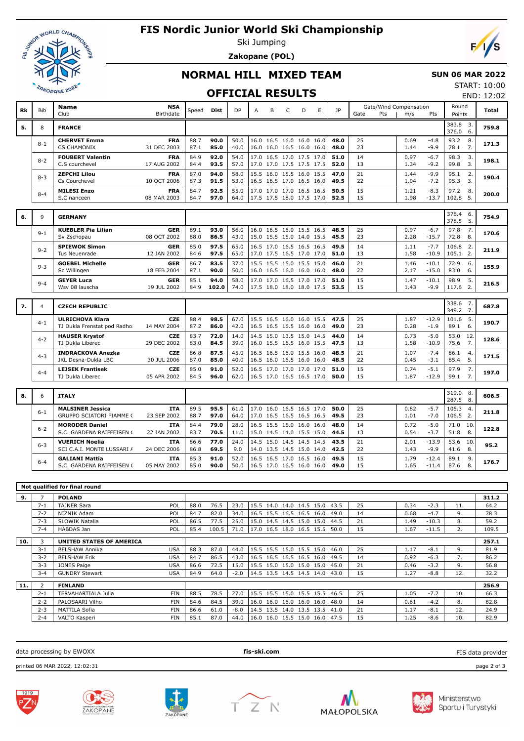# FIS Nordic Junior World Ski Championship

Ski Jumping

**Zakopane (POL)**

## NORMAL HILL MIXED TEAM

**SUN 06 MAR 2022**

START: 10:00

END: 12:02

## OFFICIAL RESULTS

| Rk | Bib | Name / Club | NSA / Birthdate | Speed | Dist | DP | A | B | C | D | E | JP | Gate | Gate Pts | m/s | Wind Pts | Round Points | Total |
|---|---|---|---|---|---|---|---|---|---|---|---|---|---|---|---|---|---|---|
| **5.** | 8 | **FRANCE** | | | | | | | | | | | | | | | 383.8 3. / 376.0 6. | **759.8** |
| | 8-1 | **CHERVET Emma** / CS CHAMONIX | **FRA** / 31 DEC 2003 | 88.7 / 87.1 | **90.0** / **85.0** | 50.0 / 40.0 | 16.0 / 16.0 | 16.5 / 16.0 | 16.0 / 16.5 | 16.0 / 16.0 | 16.0 / 16.0 | **48.0** / **48.0** | 25 / 23 | | 0.69 / 1.44 | -4.8 / -9.9 | 93.2 8. / 78.1 7. | **171.3** |
| | 8-2 | **FOUBERT Valentin** / C.S courchevel | **FRA** / 17 AUG 2002 | 84.9 / 84.4 | **92.0** / **93.5** | 54.0 / 57.0 | 17.0 / 17.0 | 16.5 / 17.0 | 17.0 / 17.5 | 17.5 / 17.5 | 17.0 / 17.5 | **51.0** / **52.0** | 14 / 13 | | 0.97 / 1.34 | -6.7 / -9.2 | 98.3 3. / 99.8 3. | **198.1** |
| | 8-3 | **ZEPCHI Lilou** / Cs Courchevel | **FRA** / 10 OCT 2006 | 87.0 / 87.3 | **94.0** / **91.5** | 58.0 / 53.0 | 15.5 / 16.5 | 16.0 / 16.5 | 15.5 / 17.0 | 16.0 / 16.5 | 15.5 / 16.0 | **47.0** / **49.5** | 21 / 22 | | 1.44 / 1.04 | -9.9 / -7.2 | 95.1 2. / 95.3 3. | **190.4** |
| | 8-4 | **MILESI Enzo** / S.C nanceen | **FRA** / 08 MAR 2003 | 84.7 / 84.7 | **92.5** / **97.0** | 55.0 / 64.0 | 17.0 / 17.5 | 17.0 / 17.5 | 17.0 / 18.0 | 16.5 / 17.5 | 16.5 / 17.0 | **50.5** / **52.5** | 15 / 15 | | 1.21 / 1.98 | -8.3 / -13.7 | 97.2 8. / 102.8 5. | **200.0** |
| **6.** | 9 | **GERMANY** | | | | | | | | | | | | | | | 376.4 6. / 378.5 5. | **754.9** |
| | 9-1 | **KUEBLER Pia Lilian** / Sv Zschopau | **GER** / 08 OCT 2002 | 89.1 / 88.0 | **93.0** / **86.5** | 56.0 / 43.0 | 16.0 / 15.0 | 16.5 / 15.5 | 16.0 / 15.0 | 15.5 / 14.0 | 16.5 / 15.5 | **48.5** / **45.5** | 25 / 23 | | 0.97 / 2.28 | -6.7 / -15.7 | 97.8 7. / 72.8 8. | **170.6** |
| | 9-2 | **SPIEWOK Simon** / Tus Neuenrade | **GER** / 12 JAN 2002 | 85.0 / 84.6 | **97.5** / **97.5** | 65.0 / 65.0 | 16.5 / 17.0 | 17.0 / 17.5 | 16.5 / 16.5 | 16.5 / 17.0 | 16.5 / 17.0 | **49.5** / **51.0** | 14 / 13 | | 1.11 / 1.58 | -7.7 / -10.9 | 106.8 2. / 105.1 2. | **211.9** |
| | 9-3 | **GOEBEL Michelle** / Sc Willingen | **GER** / 18 FEB 2004 | 86.7 / 87.1 | **83.5** / **90.0** | 37.0 / 50.0 | 15.5 / 16.0 | 15.5 / 16.5 | 15.0 / 16.0 | 15.5 / 16.0 | 15.0 / 16.0 | **46.0** / **48.0** | 21 / 22 | | 1.46 / 2.17 | -10.1 / -15.0 | 72.9 6. / 83.0 6. | **155.9** |
| | 9-4 | **GEYER Luca** / Wsv 08 lauscha | **GER** / 19 JUL 2002 | 85.1 / 84.9 | **94.0** / **102.0** | 58.0 / 74.0 | 17.0 / 17.5 | 17.0 / 18.0 | 16.5 / 18.0 | 17.0 / 18.0 | 17.0 / 17.5 | **51.0** / **53.5** | 15 / 15 | | 1.47 / 1.43 | -10.1 / -9.9 | 98.9 5. / 117.6 2. | **216.5** |
| **7.** | 4 | **CZECH REPUBLIC** | | | | | | | | | | | | | | | 338.6 7. / 349.2 7. | **687.8** |
| | 4-1 | **ULRICHOVA Klara** / TJ Dukla Frenstat pod Radho | **CZE** / 14 MAY 2004 | 88.4 / 87.2 | **98.5** / **86.0** | 67.0 / 42.0 | 15.5 / 16.5 | 16.5 / 16.5 | 16.0 / 16.5 | 16.0 / 16.0 | 15.5 / 16.0 | **47.5** / **49.0** | 25 / 23 | | 1.87 / 0.28 | -12.9 / -1.9 | 101.6 5. / 89.1 6. | **190.7** |
| | 4-2 | **HAUSER Krystof** / TJ Dukla Liberec | **CZE** / 29 DEC 2002 | 83.7 / 83.0 | **72.0** / **84.5** | 14.0 / 39.0 | 14.5 / 16.0 | 15.0 / 15.5 | 13.5 / 16.5 | 15.0 / 16.0 | 14.5 / 15.5 | **44.0** / **47.5** | 14 / 13 | | 0.73 / 1.58 | -5.0 / -10.9 | 53.0 12. / 75.6 7. | **128.6** |
| | 4-3 | **INDRACKOVA Anezka** / JKL Desna-Dukla LBC | **CZE** / 30 JUL 2006 | 86.8 / 87.0 | **87.5** / **85.0** | 45.0 / 40.0 | 16.5 / 16.5 | 16.5 / 16.0 | 16.0 / 16.5 | 15.5 / 16.0 | 16.0 / 16.0 | **48.5** / **48.5** | 21 / 22 | | 1.07 / 0.45 | -7.4 / -3.1 | 86.1 4. / 85.4 5. | **171.5** |
| | 4-4 | **LEJSEK Frantisek** / TJ Dukla Liberec | **CZE** / 05 APR 2002 | 85.0 / 84.5 | **91.0** / **96.0** | 52.0 / 62.0 | 16.5 / 16.5 | 17.0 / 17.0 | 17.0 / 16.5 | 17.0 / 16.5 | 17.0 / 17.0 | **51.0** / **50.0** | 15 / 15 | | 0.74 / 1.87 | -5.1 / -12.9 | 97.9 7. / 99.1 7. | **197.0** |
| **8.** | 6 | **ITALY** | | | | | | | | | | | | | | | 319.0 8. / 287.5 8. | **606.5** |
| | 6-1 | **MALSINER Jessica** / GRUPPO SCIATORI FIAMME ( | **ITA** / 23 SEP 2002 | 89.5 / 88.7 | **95.5** / **97.0** | 61.0 / 64.0 | 17.0 / 16.5 | 16.0 / 16.5 | 16.5 / 16.5 | 16.5 / 16.5 | 17.0 / 16.5 | **50.0** / **49.5** | 25 / 23 | | 0.82 / 1.01 | -5.7 / -7.0 | 105.3 4. / 106.5 2. | **211.8** |
| | 6-2 | **MORODER Daniel** / S.C. GARDENA RAIFFEISEN ( | **ITA** / 22 JAN 2002 | 84.4 / 83.7 | **79.0** / **70.5** | 28.0 / 11.0 | 16.5 / 15.0 | 15.5 / 14.5 | 16.0 / 14.0 | 16.0 / 15.5 | 16.0 / 15.0 | **48.0** / **44.5** | 14 / 13 | | 0.72 / 0.54 | -5.0 / -3.7 | 71.0 10. / 51.8 8. | **122.8** |
| | 6-3 | **VUERICH Noelia** / SCI C.A.I. MONTE LUSSARI / | **ITA** / 24 DEC 2006 | 86.6 / 86.8 | **77.0** / **69.5** | 24.0 / 9.0 | 14.5 / 14.0 | 15.0 / 13.5 | 14.5 / 14.5 | 14.5 / 15.0 | 14.5 / 14.0 | **43.5** / **42.5** | 21 / 22 | | 2.01 / 1.43 | -13.9 / -9.9 | 53.6 10. / 41.6 8. | **95.2** |
| | 6-4 | **GALIANI Mattia** / S.C. GARDENA RAIFFEISEN ( | **ITA** / 05 MAY 2002 | 85.3 / 85.0 | **91.0** / **90.0** | 52.0 / 50.0 | 16.5 / 16.5 | 16.5 / 17.0 | 17.0 / 16.5 | 16.5 / 16.0 | 16.0 / 16.0 | **49.5** / **49.0** | 15 / 15 | | 1.79 / 1.65 | -12.4 / -11.4 | 89.1 9. / 87.6 8. | **176.7** |

### Not qualified for final round

| Rk | Bib | Name | NSA | Speed | Dist | DP | A | B | C | D | E | JP | Gate | Gate Pts | m/s | Wind Pts | Round | Total |
|---|---|---|---|---|---|---|---|---|---|---|---|---|---|---|---|---|---|---|
| **9.** | 7 | **POLAND** | | | | | | | | | | | | | | | | **311.2** |
| | 7-1 | TAJNER Sara | POL | 88.0 | 76.5 | 23.0 | 15.5 | 14.0 | 14.0 | 14.5 | 15.0 | 43.5 | 25 | | 0.34 | -2.3 | 11. | 64.2 |
| | 7-2 | NIZNIK Adam | POL | 84.7 | 82.0 | 34.0 | 16.5 | 15.5 | 16.5 | 16.5 | 16.0 | 49.0 | 14 | | 0.68 | -4.7 | 9. | 78.3 |
| | 7-3 | SLOWIK Natalia | POL | 86.5 | 77.5 | 25.0 | 15.0 | 14.5 | 14.5 | 15.0 | 15.0 | 44.5 | 21 | | 1.49 | -10.3 | 8. | 59.2 |
| | 7-4 | HABDAS Jan | POL | 85.4 | 100.5 | 71.0 | 17.0 | 16.5 | 18.0 | 16.5 | 15.5 | 50.0 | 15 | | 1.67 | -11.5 | 2. | 109.5 |
| **10.** | 3 | **UNITED STATES OF AMERICA** | | | | | | | | | | | | | | | | **257.1** |
| | 3-1 | BELSHAW Annika | USA | 88.3 | 87.0 | 44.0 | 15.5 | 15.5 | 15.0 | 15.5 | 15.0 | 46.0 | 25 | | 1.17 | -8.1 | 9. | 81.9 |
| | 3-2 | BELSHAW Erik | USA | 84.7 | 86.5 | 43.0 | 16.5 | 16.5 | 16.5 | 16.5 | 16.0 | 49.5 | 14 | | 0.92 | -6.3 | 7. | 86.2 |
| | 3-3 | JONES Paige | USA | 86.6 | 72.5 | 15.0 | 15.5 | 15.0 | 15.0 | 15.0 | 15.0 | 45.0 | 21 | | 0.46 | -3.2 | 9. | 56.8 |
| | 3-4 | GUNDRY Stewart | USA | 84.9 | 64.0 | -2.0 | 14.5 | 13.5 | 14.5 | 14.5 | 14.0 | 43.0 | 15 | | 1.27 | -8.8 | 12. | 32.2 |
| **11.** | 2 | **FINLAND** | | | | | | | | | | | | | | | | **256.9** |
| | 2-1 | TERVAHARTIALA Julia | FIN | 88.5 | 78.5 | 27.0 | 15.5 | 15.5 | 15.0 | 15.5 | 15.5 | 46.5 | 25 | | 1.05 | -7.2 | 10. | 66.3 |
| | 2-2 | PALOSAARI Vilho | FIN | 84.6 | 84.5 | 39.0 | 16.0 | 16.0 | 16.0 | 16.0 | 16.0 | 48.0 | 14 | | 0.61 | -4.2 | 8. | 82.8 |
| | 2-3 | MATTILA Sofia | FIN | 86.6 | 61.0 | -8.0 | 14.5 | 13.5 | 14.0 | 13.5 | 13.5 | 41.0 | 21 | | 1.17 | -8.1 | 12. | 24.9 |
| | 2-4 | VALTO Kasperi | FIN | 85.1 | 87.0 | 44.0 | 16.0 | 16.0 | 15.5 | 15.0 | 16.0 | 47.5 | 15 | | 1.25 | -8.6 | 10. | 82.9 |

data processing by EWOXX | **fis-ski.com** | FIS data provider

printed 06 MAR 2022, 12:02:31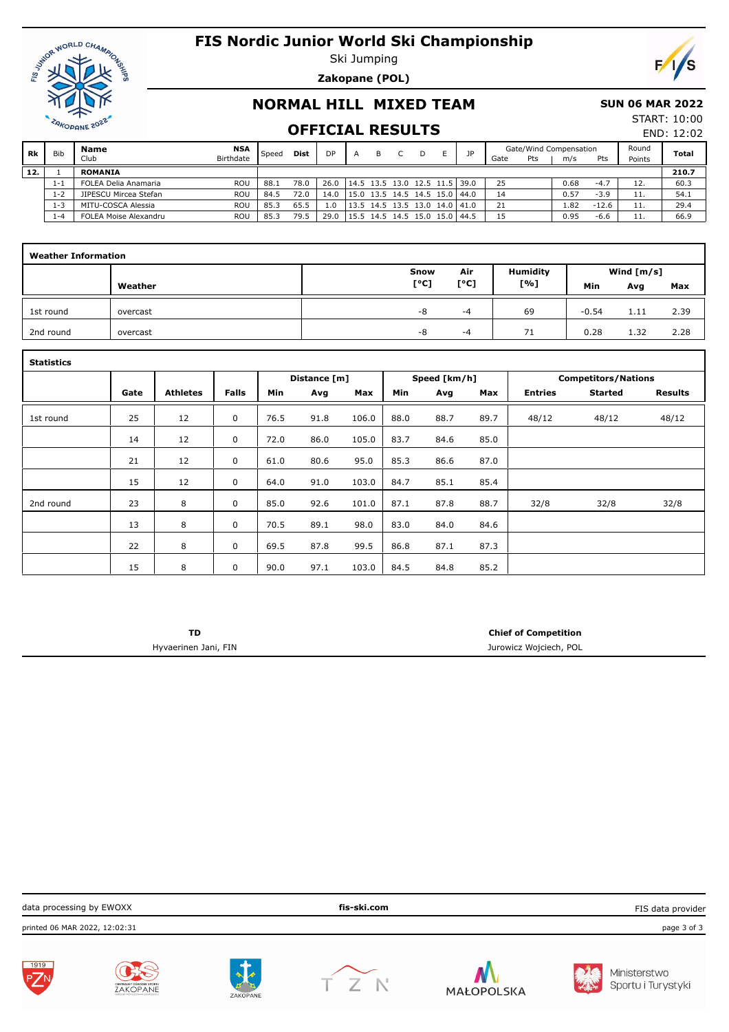# FIS Nordic Junior World Ski Championship

Ski Jumping

**Zakopane (POL)**

## NORMAL HILL MIXED TEAM

## OFFICIAL RESULTS

**SUN 06 MAR 2022**

START: 10:00

END: 12:02

| Rk | Bib | Name / Club | NSA / Birthdate | Speed | Dist | DP | A | B | C | D | E | JP | Gate | Pts | m/s | Pts | Round Points | Total |
|---|---|---|---|---|---|---|---|---|---|---|---|---|---|---|---|---|---|---|
| 12. | 1 | **ROMANIA** | | | | | | | | | | | | | | | | **210.7** |
| | 1-1 | FOLEA Delia Anamaria | ROU | 88.1 | 78.0 | 26.0 | 14.5 | 13.5 | 13.0 | 12.5 | 11.5 | 39.0 | 25 | | 0.68 | -4.7 | 12. | 60.3 |
| | 1-2 | JIPESCU Mircea Stefan | ROU | 84.5 | 72.0 | 14.0 | 15.0 | 13.5 | 14.5 | 14.5 | 15.0 | 44.0 | 14 | | 0.57 | -3.9 | 11. | 54.1 |
| | 1-3 | MITU-COSCA Alessia | ROU | 85.3 | 65.5 | 1.0 | 13.5 | 14.5 | 13.5 | 13.0 | 14.0 | 41.0 | 21 | | 1.82 | -12.6 | 11. | 29.4 |
| | 1-4 | FOLEA Moise Alexandru | ROU | 85.3 | 79.5 | 29.0 | 15.5 | 14.5 | 14.5 | 15.0 | 15.0 | 44.5 | 15 | | 0.95 | -6.6 | 11. | 66.9 |

### Weather Information

| | Weather | Snow [°C] | Air [°C] | Humidity [%] | Wind [m/s] Min | Avg | Max |
|---|---|---|---|---|---|---|---|
| 1st round | overcast | -8 | -4 | 69 | -0.54 | 1.11 | 2.39 |
| 2nd round | overcast | -8 | -4 | 71 | 0.28 | 1.32 | 2.28 |

### Statistics

| | Gate | Athletes | Falls | Distance [m] Min | Avg | Max | Speed [km/h] Min | Avg | Max | Competitors/Nations Entries | Started | Results |
|---|---|---|---|---|---|---|---|---|---|---|---|---|
| 1st round | 25 | 12 | 0 | 76.5 | 91.8 | 106.0 | 88.0 | 88.7 | 89.7 | 48/12 | 48/12 | 48/12 |
| | 14 | 12 | 0 | 72.0 | 86.0 | 105.0 | 83.7 | 84.6 | 85.0 | | | |
| | 21 | 12 | 0 | 61.0 | 80.6 | 95.0 | 85.3 | 86.6 | 87.0 | | | |
| | 15 | 12 | 0 | 64.0 | 91.0 | 103.0 | 84.7 | 85.1 | 85.4 | | | |
| 2nd round | 23 | 8 | 0 | 85.0 | 92.6 | 101.0 | 87.1 | 87.8 | 88.7 | 32/8 | 32/8 | 32/8 |
| | 13 | 8 | 0 | 70.5 | 89.1 | 98.0 | 83.0 | 84.0 | 84.6 | | | |
| | 22 | 8 | 0 | 69.5 | 87.8 | 99.5 | 86.8 | 87.1 | 87.3 | | | |
| | 15 | 8 | 0 | 90.0 | 97.1 | 103.0 | 84.5 | 84.8 | 85.2 | | | |

**TD**
Hyvaerinen Jani, FIN

**Chief of Competition**
Jurowicz Wojciech, POL

data processing by EWOXX — fis-ski.com — FIS data provider

printed 06 MAR 2022, 12:02:31